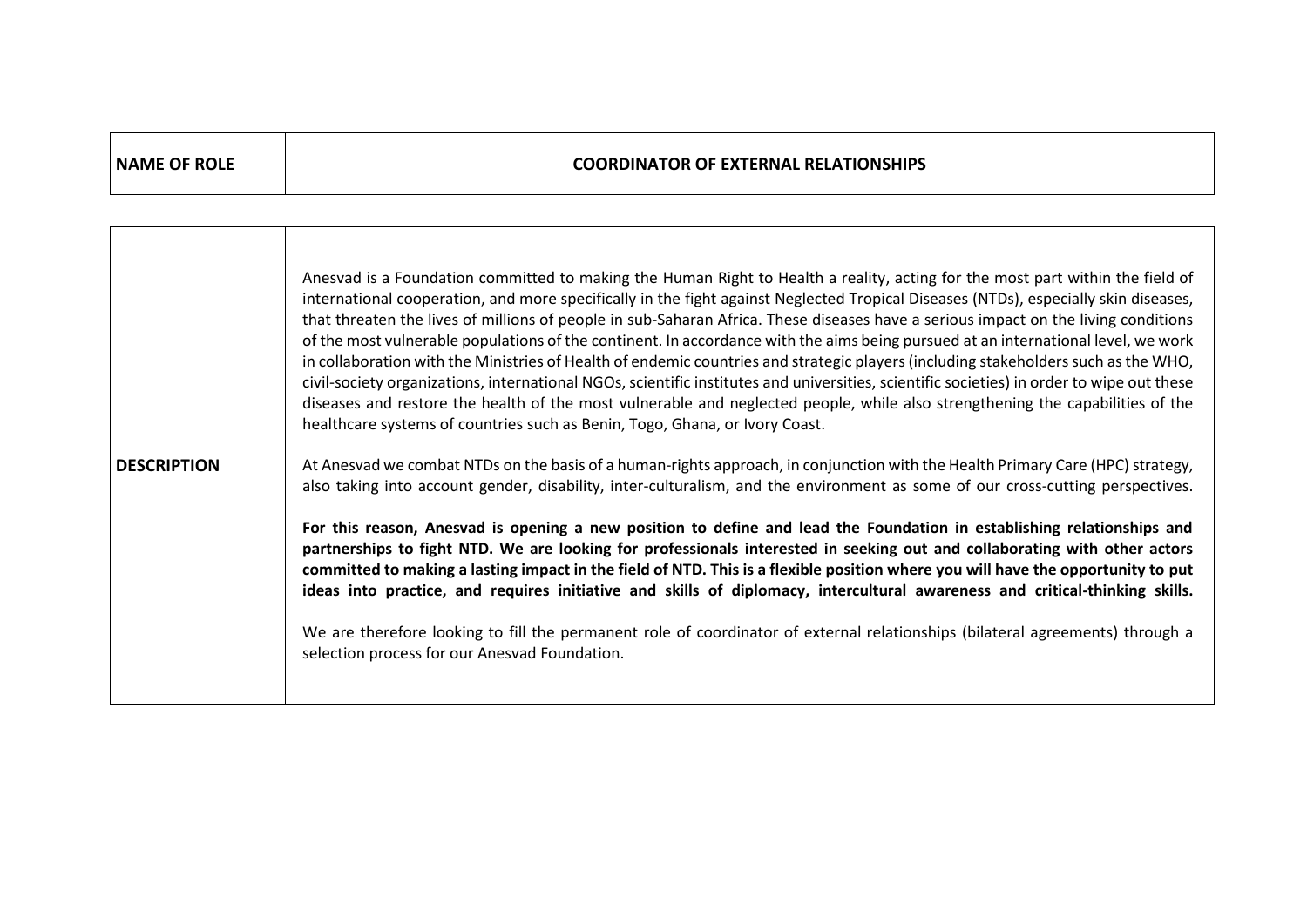| NAME OF ROLE | COORDINATOR OF EXTERNAL RELATIONSHIPS |
|---|---|

| | |
|---|---|
| **DESCRIPTION** | Anesvad is a Foundation committed to making the Human Right to Health a reality, acting for the most part within the field of international cooperation, and more specifically in the fight against Neglected Tropical Diseases (NTDs), especially skin diseases, that threaten the lives of millions of people in sub-Saharan Africa. These diseases have a serious impact on the living conditions of the most vulnerable populations of the continent. In accordance with the aims being pursued at an international level, we work in collaboration with the Ministries of Health of endemic countries and strategic players (including stakeholders such as the WHO, civil-society organizations, international NGOs, scientific institutes and universities, scientific societies) in order to wipe out these diseases and restore the health of the most vulnerable and neglected people, while also strengthening the capabilities of the healthcare systems of countries such as Benin, Togo, Ghana, or Ivory Coast.<br><br>At Anesvad we combat NTDs on the basis of a human-rights approach, in conjunction with the Health Primary Care (HPC) strategy, also taking into account gender, disability, inter-culturalism, and the environment as some of our cross-cutting perspectives.<br><br>**For this reason, Anesvad is opening a new position to define and lead the Foundation in establishing relationships and partnerships to fight NTD. We are looking for professionals interested in seeking out and collaborating with other actors committed to making a lasting impact in the field of NTD. This is a flexible position where you will have the opportunity to put ideas into practice, and requires initiative and skills of diplomacy, intercultural awareness and critical-thinking skills.**<br><br>We are therefore looking to fill the permanent role of coordinator of external relationships (bilateral agreements) through a selection process for our Anesvad Foundation. |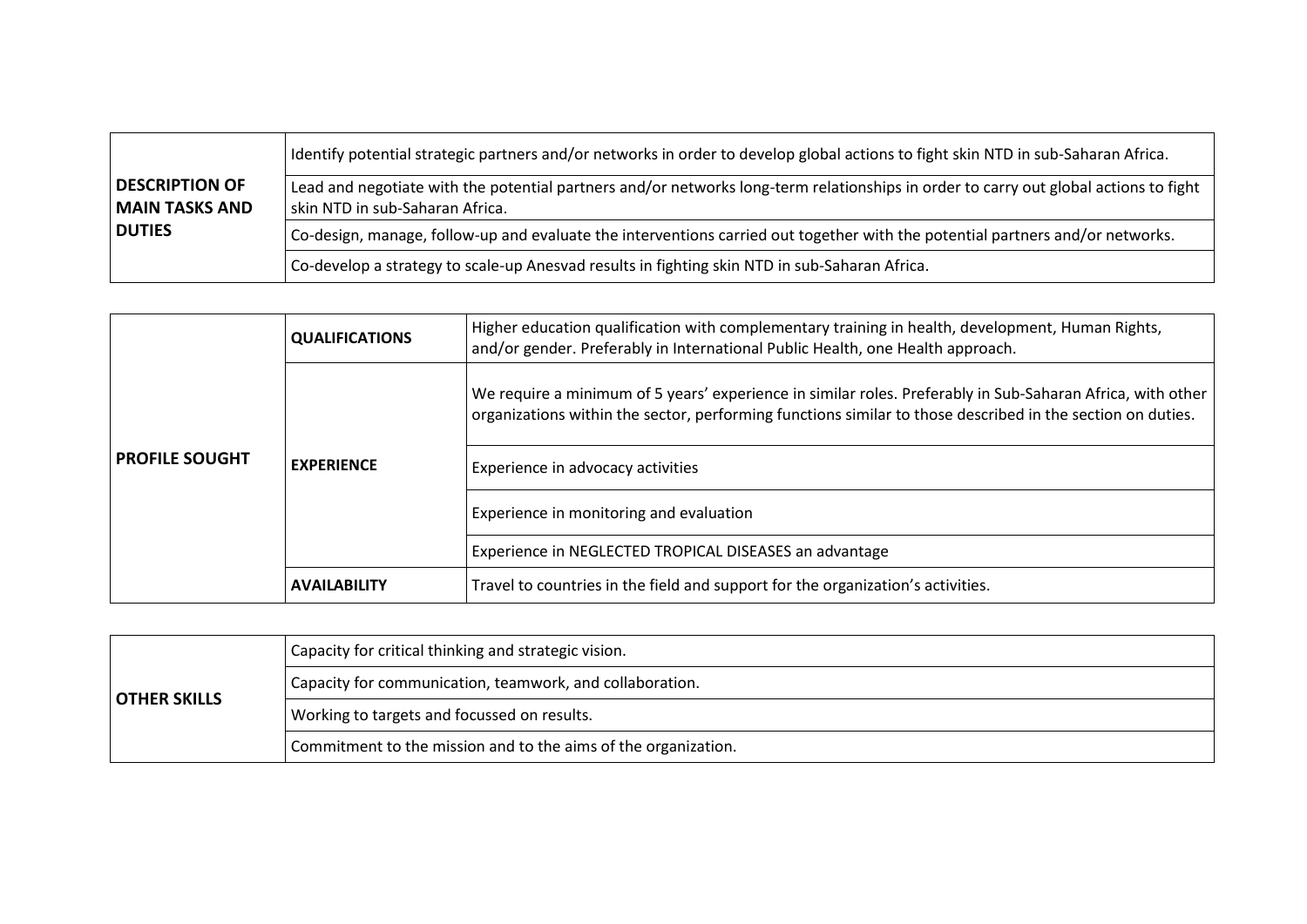| | |
|---|---|
| **DESCRIPTION OF MAIN TASKS AND DUTIES** | Identify potential strategic partners and/or networks in order to develop global actions to fight skin NTD in sub-Saharan Africa. |
| | Lead and negotiate with the potential partners and/or networks long-term relationships in order to carry out global actions to fight skin NTD in sub-Saharan Africa. |
| | Co-design, manage, follow-up and evaluate the interventions carried out together with the potential partners and/or networks. |
| | Co-develop a strategy to scale-up Anesvad results in fighting skin NTD in sub-Saharan Africa. |

| | | |
|---|---|---|
| **PROFILE SOUGHT** | **QUALIFICATIONS** | Higher education qualification with complementary training in health, development, Human Rights, and/or gender. Preferably in International Public Health, one Health approach. |
| | **EXPERIENCE** | We require a minimum of 5 years' experience in similar roles. Preferably in Sub-Saharan Africa, with other organizations within the sector, performing functions similar to those described in the section on duties. |
| | | Experience in advocacy activities |
| | | Experience in monitoring and evaluation |
| | | Experience in NEGLECTED TROPICAL DISEASES an advantage |
| | **AVAILABILITY** | Travel to countries in the field and support for the organization's activities. |

| | |
|---|---|
| **OTHER SKILLS** | Capacity for critical thinking and strategic vision. |
| | Capacity for communication, teamwork, and collaboration. |
| | Working to targets and focussed on results. |
| | Commitment to the mission and to the aims of the organization. |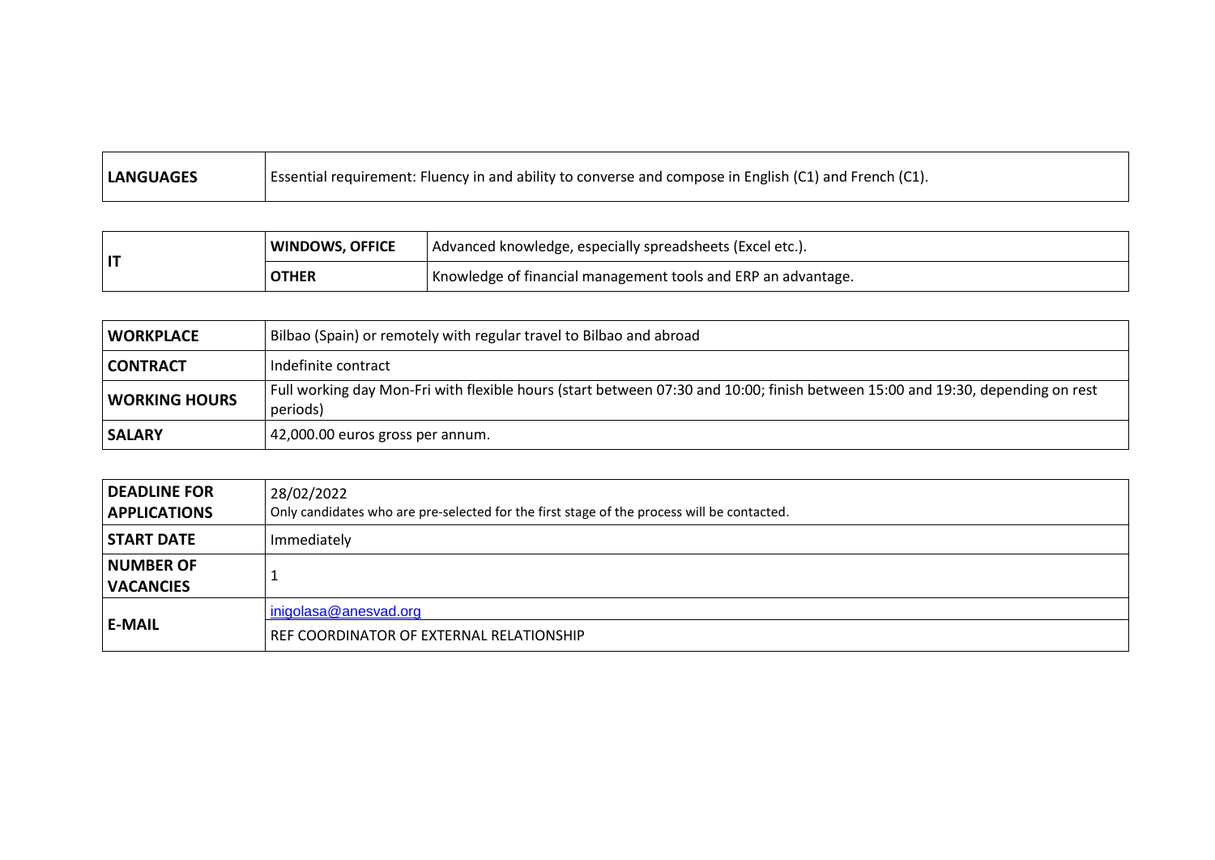| LANGUAGES | Essential requirement: Fluency in and ability to converse and compose in English (C1) and French (C1). |
|---|---|

| IT | WINDOWS, OFFICE | Advanced knowledge, especially spreadsheets (Excel etc.). |
|---|---|---|
| | OTHER | Knowledge of financial management tools and ERP an advantage. |

| WORKPLACE | Bilbao (Spain) or remotely with regular travel to Bilbao and abroad |
|---|---|
| CONTRACT | Indefinite contract |
| WORKING HOURS | Full working day Mon-Fri with flexible hours (start between 07:30 and 10:00; finish between 15:00 and 19:30, depending on rest periods) |
| SALARY | 42,000.00 euros gross per annum. |

| DEADLINE FOR APPLICATIONS | 28/02/2022<br>Only candidates who are pre-selected for the first stage of the process will be contacted. |
|---|---|
| START DATE | Immediately |
| NUMBER OF VACANCIES | 1 |
| E-MAIL | inigolasa@anesvad.org |
| | REF COORDINATOR OF EXTERNAL RELATIONSHIP |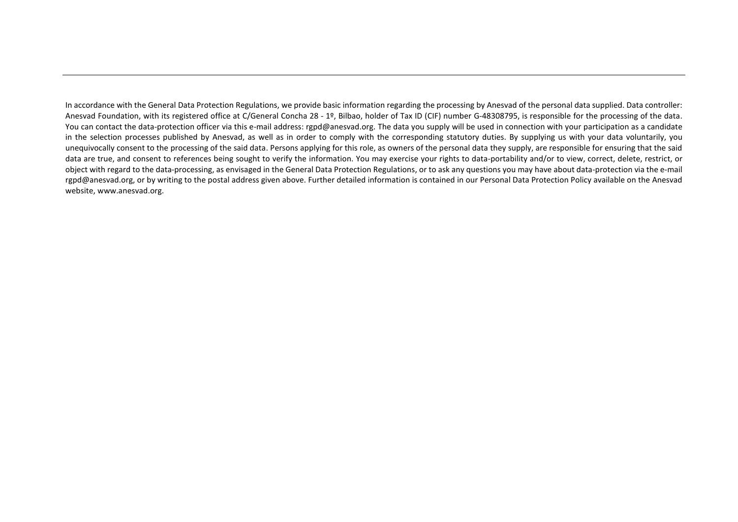In accordance with the General Data Protection Regulations, we provide basic information regarding the processing by Anesvad of the personal data supplied. Data controller: Anesvad Foundation, with its registered office at C/General Concha 28 - 1º, Bilbao, holder of Tax ID (CIF) number G-48308795, is responsible for the processing of the data. You can contact the data-protection officer via this e-mail address: rgpd@anesvad.org. The data you supply will be used in connection with your participation as a candidate in the selection processes published by Anesvad, as well as in order to comply with the corresponding statutory duties. By supplying us with your data voluntarily, you unequivocally consent to the processing of the said data. Persons applying for this role, as owners of the personal data they supply, are responsible for ensuring that the said data are true, and consent to references being sought to verify the information. You may exercise your rights to data-portability and/or to view, correct, delete, restrict, or object with regard to the data-processing, as envisaged in the General Data Protection Regulations, or to ask any questions you may have about data-protection via the e-mail rgpd@anesvad.org, or by writing to the postal address given above. Further detailed information is contained in our Personal Data Protection Policy available on the Anesvad website, www.anesvad.org.